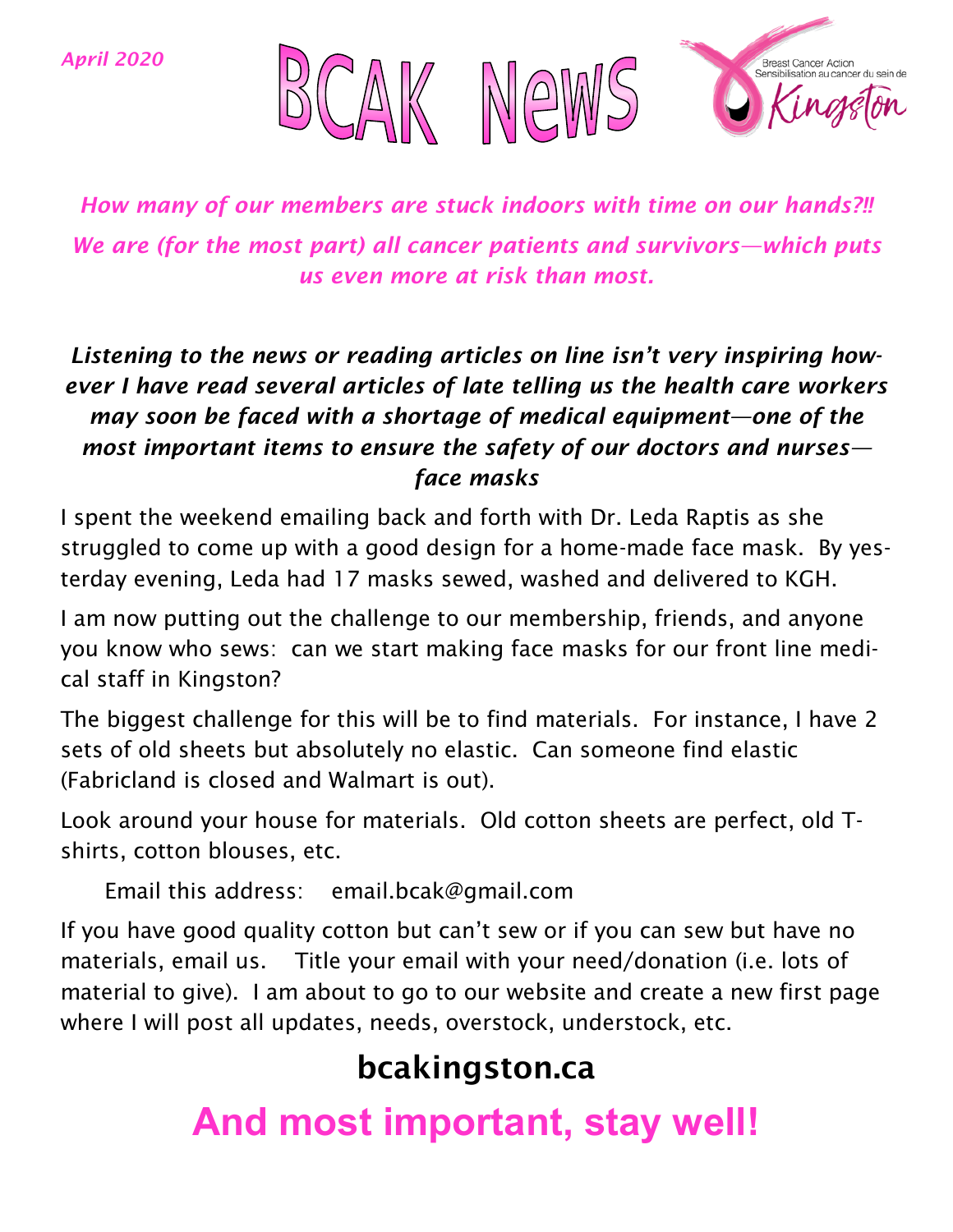*April 2020*

# BCAK News

Breast Cancer Action
Sensibilisation au cancer du sein de
Kingston

***How many of our members are stuck indoors with time on our hands?!!***

***We are (for the most part) all cancer patients and survivors—which puts us even more at risk than most.***

***Listening to the news or reading articles on line isn't very inspiring however I have read several articles of late telling us the health care workers may soon be faced with a shortage of medical equipment—one of the most important items to ensure the safety of our doctors and nurses—face masks***

I spent the weekend emailing back and forth with Dr. Leda Raptis as she struggled to come up with a good design for a home-made face mask. By yesterday evening, Leda had 17 masks sewed, washed and delivered to KGH.

I am now putting out the challenge to our membership, friends, and anyone you know who sews: can we start making face masks for our front line medical staff in Kingston?

The biggest challenge for this will be to find materials. For instance, I have 2 sets of old sheets but absolutely no elastic. Can someone find elastic (Fabricland is closed and Walmart is out).

Look around your house for materials. Old cotton sheets are perfect, old T-shirts, cotton blouses, etc.

Email this address: email.bcak@gmail.com

If you have good quality cotton but can't sew or if you can sew but have no materials, email us. Title your email with your need/donation (i.e. lots of material to give). I am about to go to our website and create a new first page where I will post all updates, needs, overstock, understock, etc.

## bcakingston.ca

## And most important, stay well!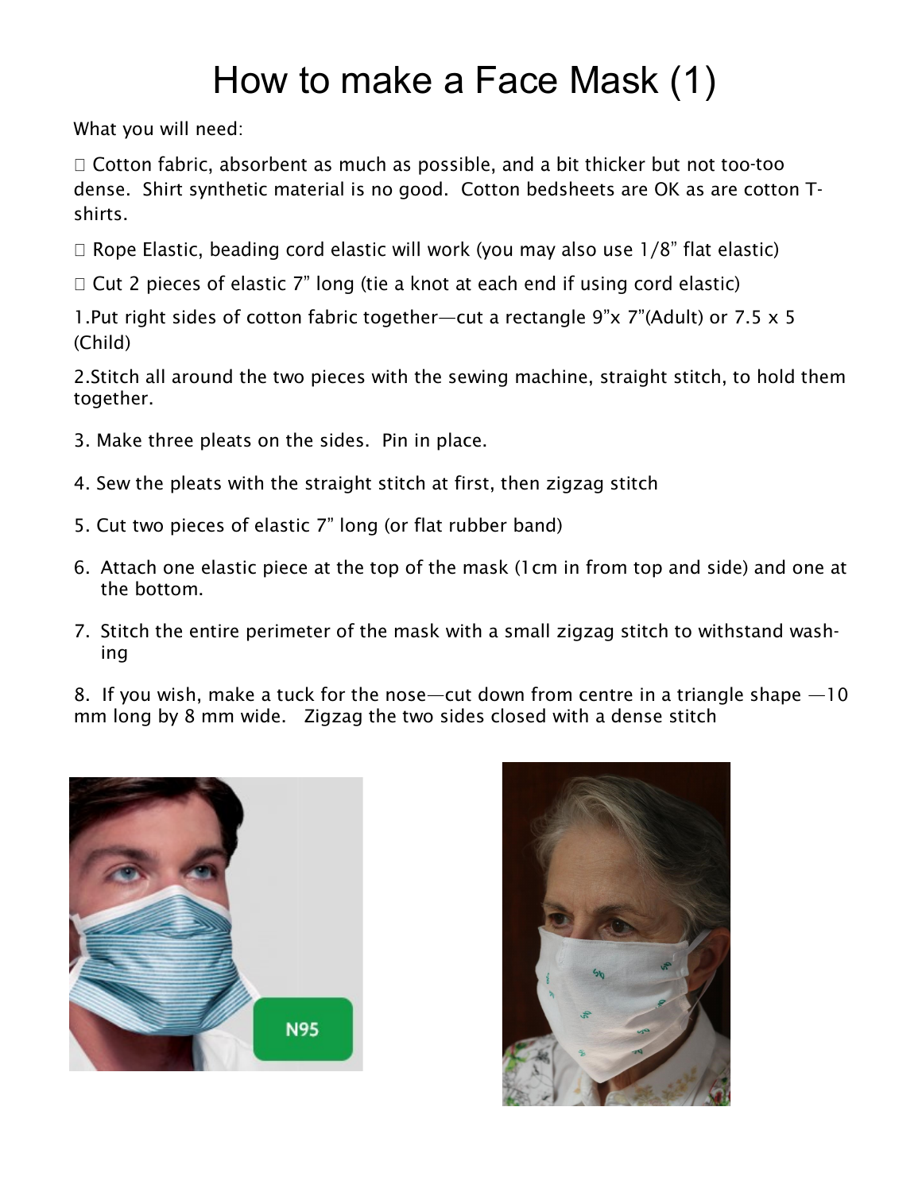# How to make a Face Mask (1)

What you will need:

- Cotton fabric, absorbent as much as possible, and a bit thicker but not too-too dense. Shirt synthetic material is no good. Cotton bedsheets are OK as are cotton T-shirts.
- Rope Elastic, beading cord elastic will work (you may also use 1/8" flat elastic)
- Cut 2 pieces of elastic 7" long (tie a knot at each end if using cord elastic)

1. Put right sides of cotton fabric together—cut a rectangle 9"x 7"(Adult) or 7.5 x 5 (Child)
2. Stitch all around the two pieces with the sewing machine, straight stitch, to hold them together.
3. Make three pleats on the sides. Pin in place.
4. Sew the pleats with the straight stitch at first, then zigzag stitch
5. Cut two pieces of elastic 7" long (or flat rubber band)
6. Attach one elastic piece at the top of the mask (1cm in from top and side) and one at the bottom.
7. Stitch the entire perimeter of the mask with a small zigzag stitch to withstand washing
8. If you wish, make a tuck for the nose—cut down from centre in a triangle shape —10 mm long by 8 mm wide. Zigzag the two sides closed with a dense stitch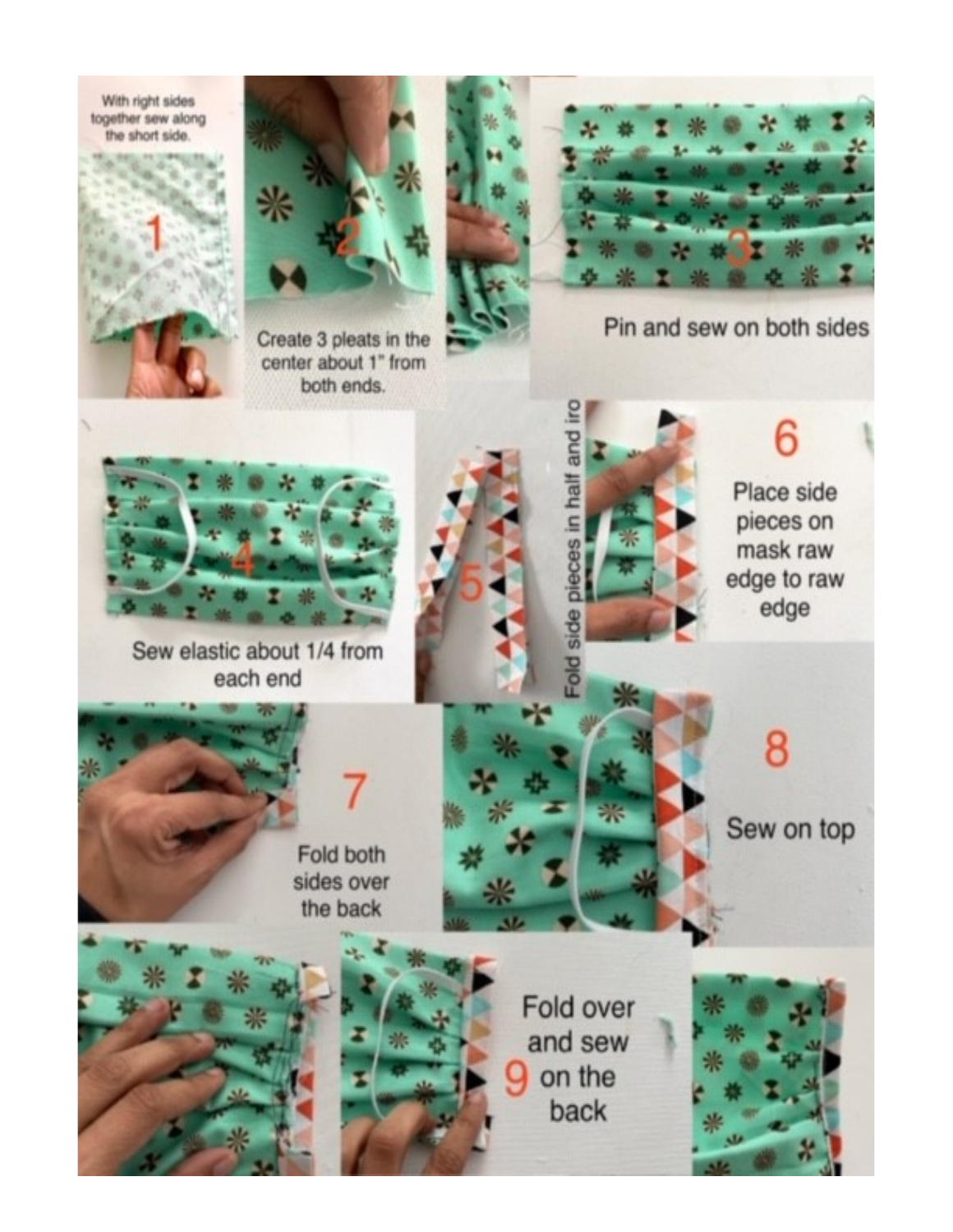With right sides together sew along the short side.

1

2

Create 3 pleats in the center about 1" from both ends.

3

Pin and sew on both sides

4

Sew elastic about 1/4 from each end

5

Fold side pieces in half and iro

6

Place side pieces on mask raw edge to raw edge

7

Fold both sides over the back

8

Sew on top

9

Fold over and sew on the back